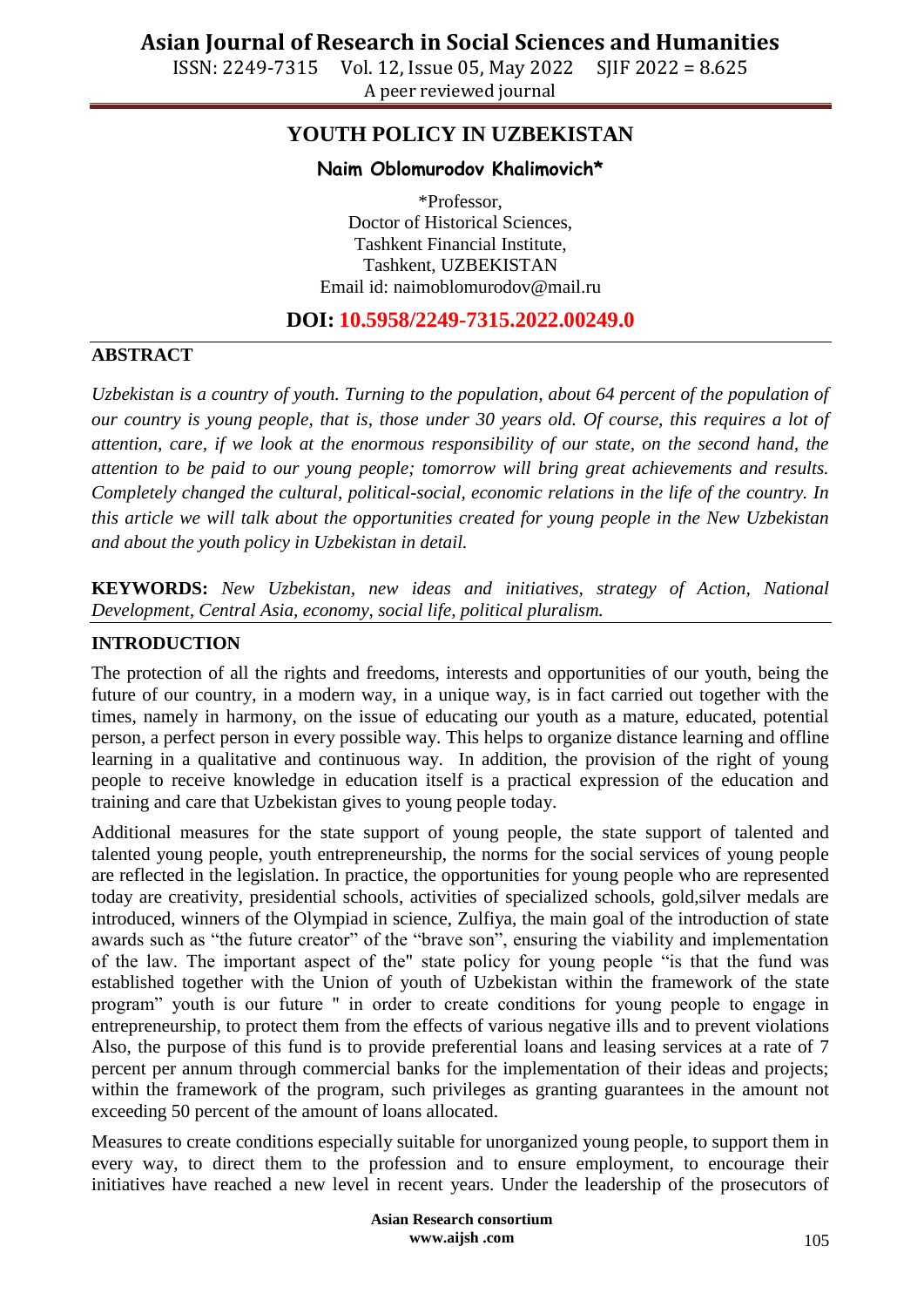# YOUTH POLICY IN UZBEKISTAN

**Naim Oblomurodov Khalimovich***

\*Professor,
Doctor of Historical Sciences,
Tashkent Financial Institute,
Tashkent, UZBEKISTAN
Email id: naimoblomurodov@mail.ru

**DOI: 10.5958/2249-7315.2022.00249.0**

## ABSTRACT

*Uzbekistan is a country of youth. Turning to the population, about 64 percent of the population of our country is young people, that is, those under 30 years old. Of course, this requires a lot of attention, care, if we look at the enormous responsibility of our state, on the second hand, the attention to be paid to our young people; tomorrow will bring great achievements and results. Completely changed the cultural, political-social, economic relations in the life of the country. In this article we will talk about the opportunities created for young people in the New Uzbekistan and about the youth policy in Uzbekistan in detail.*

**KEYWORDS:** *New Uzbekistan, new ideas and initiatives, strategy of Action, National Development, Central Asia, economy, social life, political pluralism.*

## INTRODUCTION

The protection of all the rights and freedoms, interests and opportunities of our youth, being the future of our country, in a modern way, in a unique way, is in fact carried out together with the times, namely in harmony, on the issue of educating our youth as a mature, educated, potential person, a perfect person in every possible way. This helps to organize distance learning and offline learning in a qualitative and continuous way. In addition, the provision of the right of young people to receive knowledge in education itself is a practical expression of the education and training and care that Uzbekistan gives to young people today.

Additional measures for the state support of young people, the state support of talented and talented young people, youth entrepreneurship, the norms for the social services of young people are reflected in the legislation. In practice, the opportunities for young people who are represented today are creativity, presidential schools, activities of specialized schools, gold,silver medals are introduced, winners of the Olympiad in science, Zulfiya, the main goal of the introduction of state awards such as "the future creator" of the "brave son", ensuring the viability and implementation of the law. The important aspect of the" state policy for young people "is that the fund was established together with the Union of youth of Uzbekistan within the framework of the state program" youth is our future " in order to create conditions for young people to engage in entrepreneurship, to protect them from the effects of various negative ills and to prevent violations Also, the purpose of this fund is to provide preferential loans and leasing services at a rate of 7 percent per annum through commercial banks for the implementation of their ideas and projects; within the framework of the program, such privileges as granting guarantees in the amount not exceeding 50 percent of the amount of loans allocated.

Measures to create conditions especially suitable for unorganized young people, to support them in every way, to direct them to the profession and to ensure employment, to encourage their initiatives have reached a new level in recent years. Under the leadership of the prosecutors of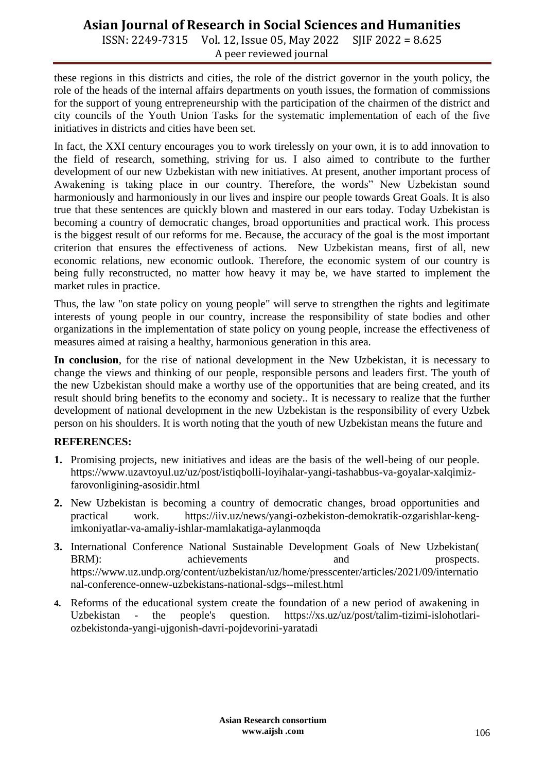these regions in this districts and cities, the role of the district governor in the youth policy, the role of the heads of the internal affairs departments on youth issues, the formation of commissions for the support of young entrepreneurship with the participation of the chairmen of the district and city councils of the Youth Union Tasks for the systematic implementation of each of the five initiatives in districts and cities have been set.

In fact, the XXI century encourages you to work tirelessly on your own, it is to add innovation to the field of research, something, striving for us. I also aimed to contribute to the further development of our new Uzbekistan with new initiatives. At present, another important process of Awakening is taking place in our country. Therefore, the words" New Uzbekistan sound harmoniously and harmoniously in our lives and inspire our people towards Great Goals. It is also true that these sentences are quickly blown and mastered in our ears today. Today Uzbekistan is becoming a country of democratic changes, broad opportunities and practical work. This process is the biggest result of our reforms for me. Because, the accuracy of the goal is the most important criterion that ensures the effectiveness of actions. New Uzbekistan means, first of all, new economic relations, new economic outlook. Therefore, the economic system of our country is being fully reconstructed, no matter how heavy it may be, we have started to implement the market rules in practice.

Thus, the law "on state policy on young people" will serve to strengthen the rights and legitimate interests of young people in our country, increase the responsibility of state bodies and other organizations in the implementation of state policy on young people, increase the effectiveness of measures aimed at raising a healthy, harmonious generation in this area.

**In conclusion**, for the rise of national development in the New Uzbekistan, it is necessary to change the views and thinking of our people, responsible persons and leaders first. The youth of the new Uzbekistan should make a worthy use of the opportunities that are being created, and its result should bring benefits to the economy and society.. It is necessary to realize that the further development of national development in the new Uzbekistan is the responsibility of every Uzbek person on his shoulders. It is worth noting that the youth of new Uzbekistan means the future and

## REFERENCES:

1. Promising projects, new initiatives and ideas are the basis of the well-being of our people. https://www.uzavtoyul.uz/uz/post/istiqbolli-loyihalar-yangi-tashabbus-va-goyalar-xalqimiz-farovonligining-asosidir.html
2. New Uzbekistan is becoming a country of democratic changes, broad opportunities and practical work. https://iiv.uz/news/yangi-ozbekiston-demokratik-ozgarishlar-keng-imkoniyatlar-va-amaliy-ishlar-mamlakatiga-aylanmoqda
3. International Conference National Sustainable Development Goals of New Uzbekistan( BRM): achievements and prospects. https://www.uz.undp.org/content/uzbekistan/uz/home/presscenter/articles/2021/09/international-conference-onnew-uzbekistans-national-sdgs--milest.html
4. Reforms of the educational system create the foundation of a new period of awakening in Uzbekistan - the people's question. https://xs.uz/uz/post/talim-tizimi-islohotlari-ozbekistonda-yangi-ujgonish-davri-pojdevorini-yaratadi